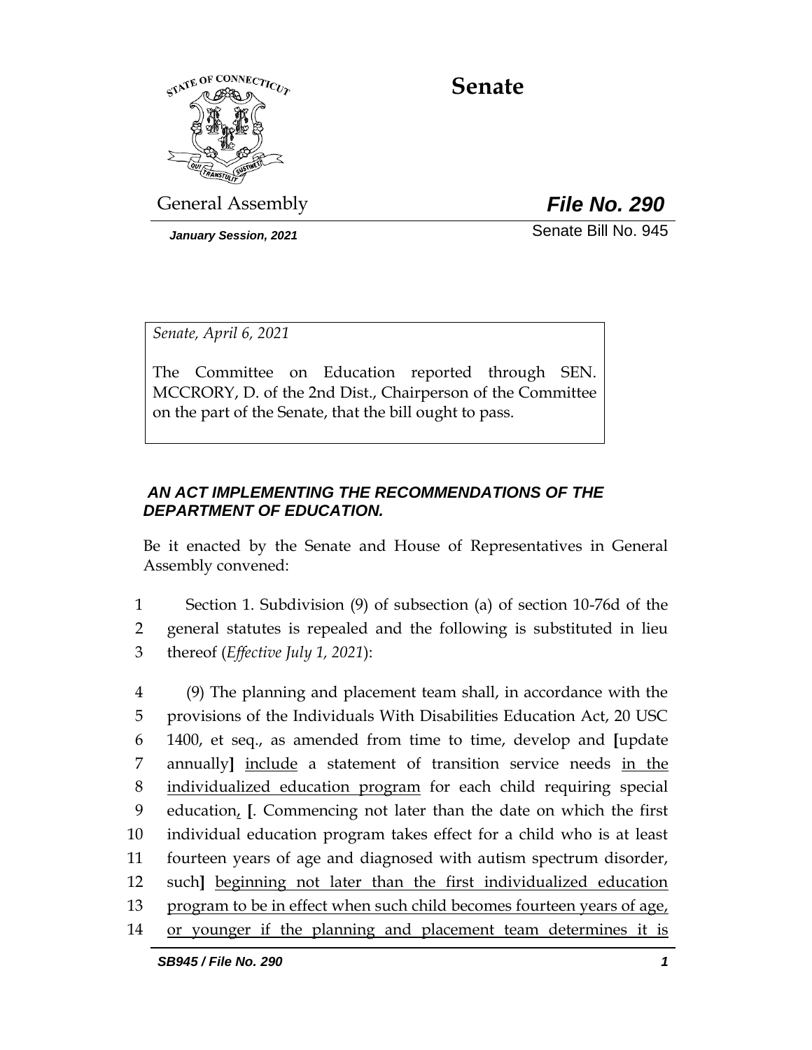# Senate

General Assembly **File No. 290**

*January Session, 2021* Senate Bill No. 945

*Senate, April 6, 2021*

The Committee on Education reported through SEN. MCCRORY, D. of the 2nd Dist., Chairperson of the Committee on the part of the Senate, that the bill ought to pass.

## AN ACT IMPLEMENTING THE RECOMMENDATIONS OF THE DEPARTMENT OF EDUCATION.

Be it enacted by the Senate and House of Representatives in General Assembly convened:

1 Section 1. Subdivision (9) of subsection (a) of section 10-76d of the
2 general statutes is repealed and the following is substituted in lieu
3 thereof (*Effective July 1, 2021*):

4 (9) The planning and placement team shall, in accordance with the
5 provisions of the Individuals With Disabilities Education Act, 20 USC
6 1400, et seq., as amended from time to time, develop and **[**update
7 annually**]** <u>include</u> a statement of transition service needs <u>in the</u>
8 <u>individualized education program</u> for each child requiring special
9 education<u>,</u> **[**. Commencing not later than the date on which the first
10 individual education program takes effect for a child who is at least
11 fourteen years of age and diagnosed with autism spectrum disorder,
12 such**]** <u>beginning not later than the first individualized education</u>
13 <u>program to be in effect when such child becomes fourteen years of age,</u>
14 <u>or younger if the planning and placement team determines it is</u>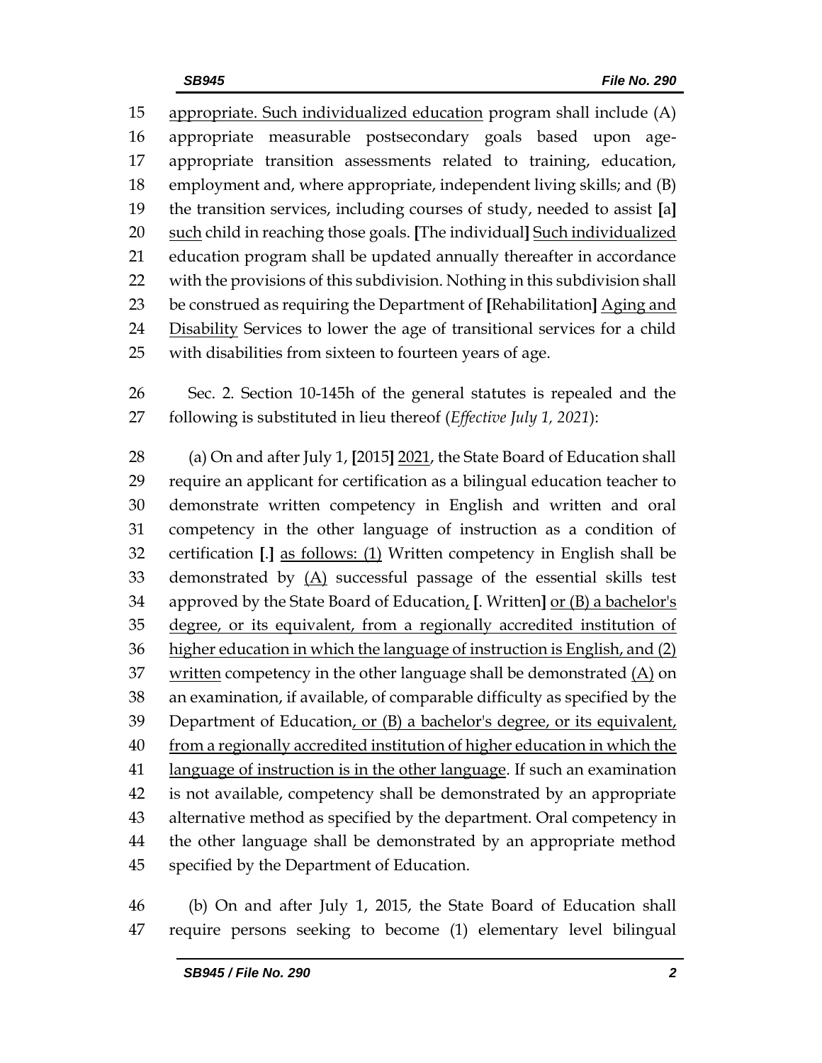appropriate. Such individualized education program shall include (A) appropriate measurable postsecondary goals based upon age-appropriate transition assessments related to training, education, employment and, where appropriate, independent living skills; and (B) the transition services, including courses of study, needed to assist [a] such child in reaching those goals. [The individual] Such individualized education program shall be updated annually thereafter in accordance with the provisions of this subdivision. Nothing in this subdivision shall be construed as requiring the Department of [Rehabilitation] Aging and Disability Services to lower the age of transitional services for a child with disabilities from sixteen to fourteen years of age.

Sec. 2. Section 10-145h of the general statutes is repealed and the following is substituted in lieu thereof (*Effective July 1, 2021*):

(a) On and after July 1, [2015] 2021, the State Board of Education shall require an applicant for certification as a bilingual education teacher to demonstrate written competency in English and written and oral competency in the other language of instruction as a condition of certification [.] as follows: (1) Written competency in English shall be demonstrated by (A) successful passage of the essential skills test approved by the State Board of Education, [. Written] or (B) a bachelor's degree, or its equivalent, from a regionally accredited institution of higher education in which the language of instruction is English, and (2) written competency in the other language shall be demonstrated (A) on an examination, if available, of comparable difficulty as specified by the Department of Education, or (B) a bachelor's degree, or its equivalent, from a regionally accredited institution of higher education in which the language of instruction is in the other language. If such an examination is not available, competency shall be demonstrated by an appropriate alternative method as specified by the department. Oral competency in the other language shall be demonstrated by an appropriate method specified by the Department of Education.

(b) On and after July 1, 2015, the State Board of Education shall require persons seeking to become (1) elementary level bilingual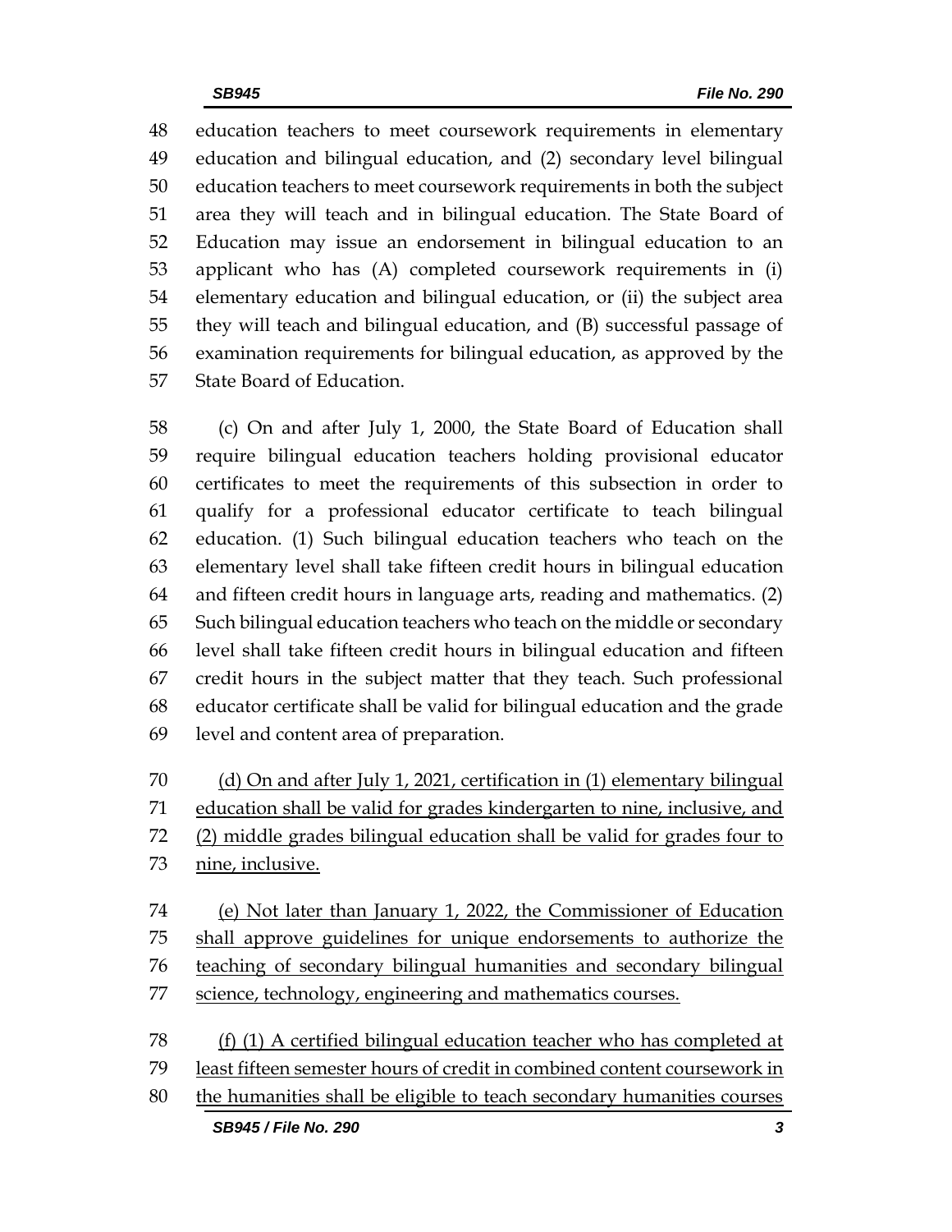48 education teachers to meet coursework requirements in elementary
49 education and bilingual education, and (2) secondary level bilingual
50 education teachers to meet coursework requirements in both the subject
51 area they will teach and in bilingual education. The State Board of
52 Education may issue an endorsement in bilingual education to an
53 applicant who has (A) completed coursework requirements in (i)
54 elementary education and bilingual education, or (ii) the subject area
55 they will teach and bilingual education, and (B) successful passage of
56 examination requirements for bilingual education, as approved by the
57 State Board of Education.

58 (c) On and after July 1, 2000, the State Board of Education shall
59 require bilingual education teachers holding provisional educator
60 certificates to meet the requirements of this subsection in order to
61 qualify for a professional educator certificate to teach bilingual
62 education. (1) Such bilingual education teachers who teach on the
63 elementary level shall take fifteen credit hours in bilingual education
64 and fifteen credit hours in language arts, reading and mathematics. (2)
65 Such bilingual education teachers who teach on the middle or secondary
66 level shall take fifteen credit hours in bilingual education and fifteen
67 credit hours in the subject matter that they teach. Such professional
68 educator certificate shall be valid for bilingual education and the grade
69 level and content area of preparation.

70 <u>(d) On and after July 1, 2021, certification in (1) elementary bilingual</u>
71 <u>education shall be valid for grades kindergarten to nine, inclusive, and</u>
72 <u>(2) middle grades bilingual education shall be valid for grades four to</u>
73 <u>nine, inclusive.</u>

74 <u>(e) Not later than January 1, 2022, the Commissioner of Education</u>
75 <u>shall approve guidelines for unique endorsements to authorize the</u>
76 <u>teaching of secondary bilingual humanities and secondary bilingual</u>
77 <u>science, technology, engineering and mathematics courses.</u>

78 <u>(f) (1) A certified bilingual education teacher who has completed at</u>
79 <u>least fifteen semester hours of credit in combined content coursework in</u>
80 <u>the humanities shall be eligible to teach secondary humanities courses</u>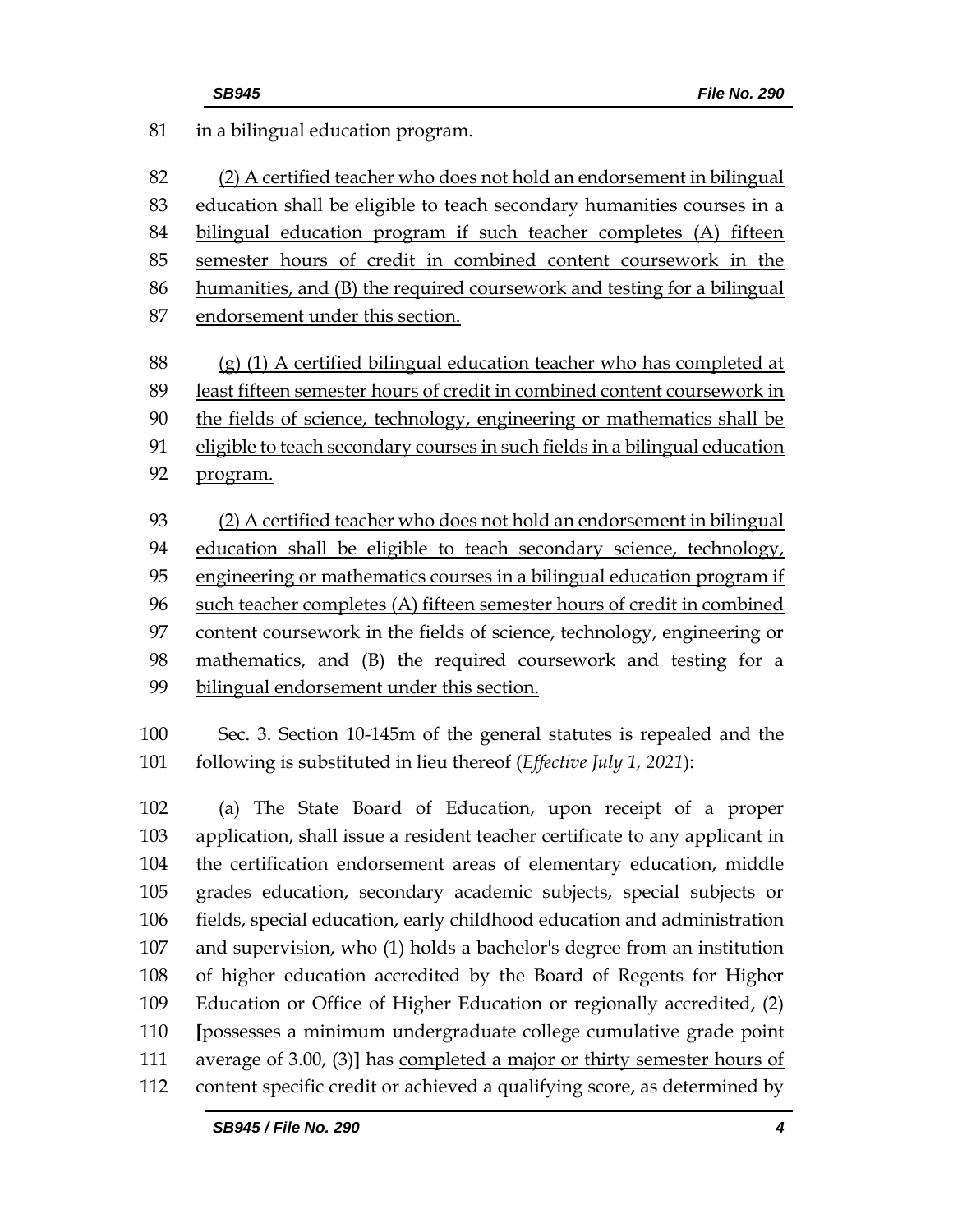in a bilingual education program.

(2) A certified teacher who does not hold an endorsement in bilingual education shall be eligible to teach secondary humanities courses in a bilingual education program if such teacher completes (A) fifteen semester hours of credit in combined content coursework in the humanities, and (B) the required coursework and testing for a bilingual endorsement under this section.

(g) (1) A certified bilingual education teacher who has completed at least fifteen semester hours of credit in combined content coursework in the fields of science, technology, engineering or mathematics shall be eligible to teach secondary courses in such fields in a bilingual education program.

(2) A certified teacher who does not hold an endorsement in bilingual education shall be eligible to teach secondary science, technology, engineering or mathematics courses in a bilingual education program if such teacher completes (A) fifteen semester hours of credit in combined content coursework in the fields of science, technology, engineering or mathematics, and (B) the required coursework and testing for a bilingual endorsement under this section.

Sec. 3. Section 10-145m of the general statutes is repealed and the following is substituted in lieu thereof (*Effective July 1, 2021*):

(a) The State Board of Education, upon receipt of a proper application, shall issue a resident teacher certificate to any applicant in the certification endorsement areas of elementary education, middle grades education, secondary academic subjects, special subjects or fields, special education, early childhood education and administration and supervision, who (1) holds a bachelor's degree from an institution of higher education accredited by the Board of Regents for Higher Education or Office of Higher Education or regionally accredited, (2) [possesses a minimum undergraduate college cumulative grade point average of 3.00, (3)] has completed a major or thirty semester hours of content specific credit or achieved a qualifying score, as determined by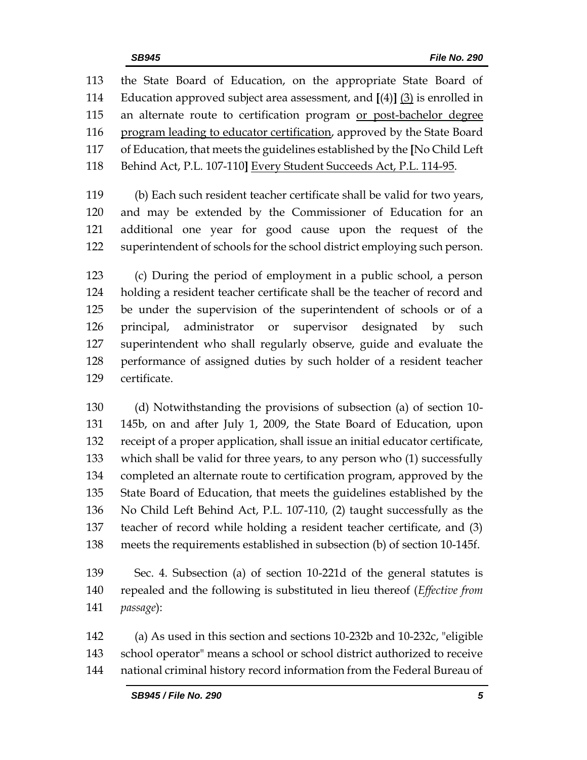113 the State Board of Education, on the appropriate State Board of
114 Education approved subject area assessment, and **[**(4)**]** <u>(3)</u> is enrolled in
115 an alternate route to certification program <u>or post-bachelor degree</u>
116 <u>program leading to educator certification</u>, approved by the State Board
117 of Education, that meets the guidelines established by the **[**No Child Left
118 Behind Act, P.L. 107-110**]** <u>Every Student Succeeds Act, P.L. 114-95</u>.

119 (b) Each such resident teacher certificate shall be valid for two years,
120 and may be extended by the Commissioner of Education for an
121 additional one year for good cause upon the request of the
122 superintendent of schools for the school district employing such person.

123 (c) During the period of employment in a public school, a person
124 holding a resident teacher certificate shall be the teacher of record and
125 be under the supervision of the superintendent of schools or of a
126 principal, administrator or supervisor designated by such
127 superintendent who shall regularly observe, guide and evaluate the
128 performance of assigned duties by such holder of a resident teacher
129 certificate.

130 (d) Notwithstanding the provisions of subsection (a) of section 10-
131 145b, on and after July 1, 2009, the State Board of Education, upon
132 receipt of a proper application, shall issue an initial educator certificate,
133 which shall be valid for three years, to any person who (1) successfully
134 completed an alternate route to certification program, approved by the
135 State Board of Education, that meets the guidelines established by the
136 No Child Left Behind Act, P.L. 107-110, (2) taught successfully as the
137 teacher of record while holding a resident teacher certificate, and (3)
138 meets the requirements established in subsection (b) of section 10-145f.

139 Sec. 4. Subsection (a) of section 10-221d of the general statutes is
140 repealed and the following is substituted in lieu thereof (*Effective from*
141 *passage*):

142 (a) As used in this section and sections 10-232b and 10-232c, "eligible
143 school operator" means a school or school district authorized to receive
144 national criminal history record information from the Federal Bureau of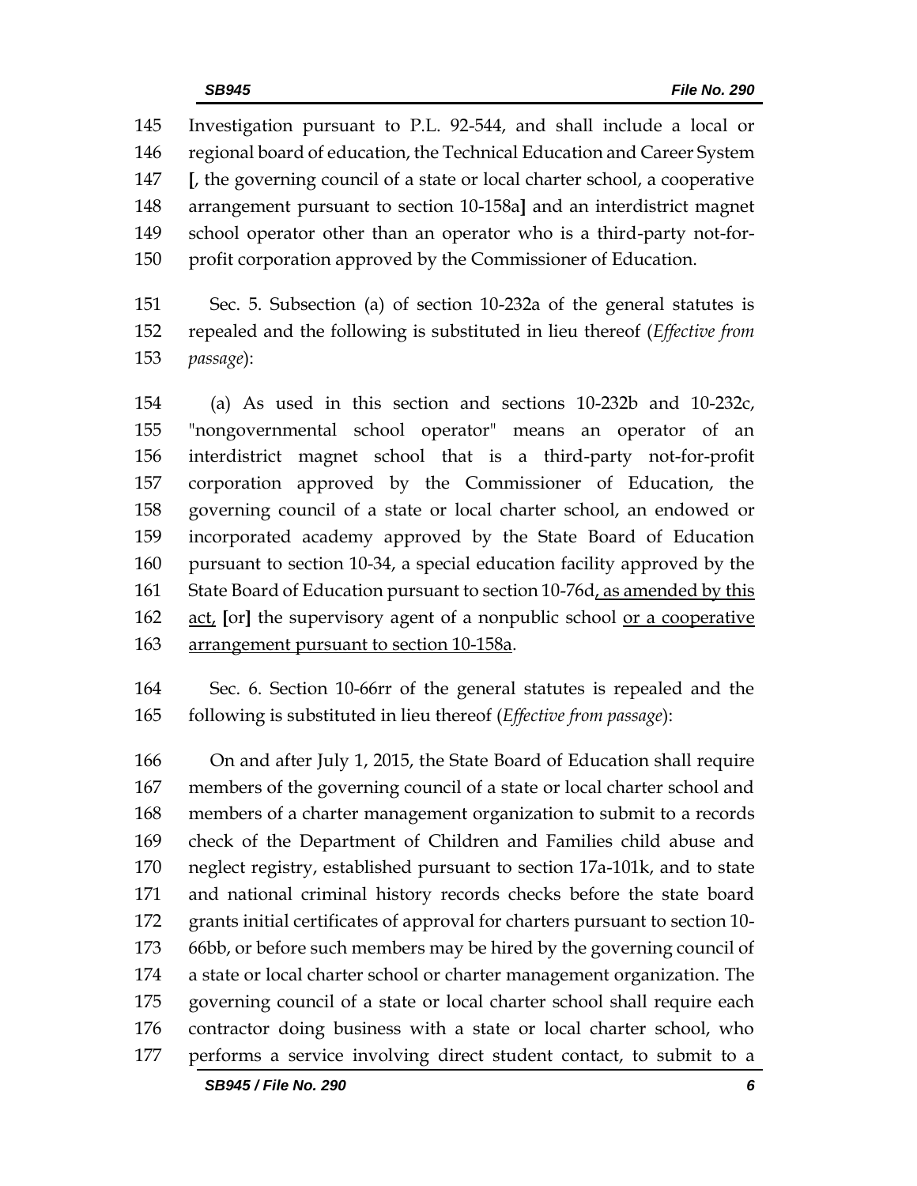Investigation pursuant to P.L. 92-544, and shall include a local or regional board of education, the Technical Education and Career System [, the governing council of a state or local charter school, a cooperative arrangement pursuant to section 10-158a] and an interdistrict magnet school operator other than an operator who is a third-party not-for-profit corporation approved by the Commissioner of Education.

Sec. 5. Subsection (a) of section 10-232a of the general statutes is repealed and the following is substituted in lieu thereof (*Effective from passage*):

(a) As used in this section and sections 10-232b and 10-232c, "nongovernmental school operator" means an operator of an interdistrict magnet school that is a third-party not-for-profit corporation approved by the Commissioner of Education, the governing council of a state or local charter school, an endowed or incorporated academy approved by the State Board of Education pursuant to section 10-34, a special education facility approved by the State Board of Education pursuant to section 10-76d, as amended by this act, [or] the supervisory agent of a nonpublic school or a cooperative arrangement pursuant to section 10-158a.

Sec. 6. Section 10-66rr of the general statutes is repealed and the following is substituted in lieu thereof (*Effective from passage*):

On and after July 1, 2015, the State Board of Education shall require members of the governing council of a state or local charter school and members of a charter management organization to submit to a records check of the Department of Children and Families child abuse and neglect registry, established pursuant to section 17a-101k, and to state and national criminal history records checks before the state board grants initial certificates of approval for charters pursuant to section 10-66bb, or before such members may be hired by the governing council of a state or local charter school or charter management organization. The governing council of a state or local charter school shall require each contractor doing business with a state or local charter school, who performs a service involving direct student contact, to submit to a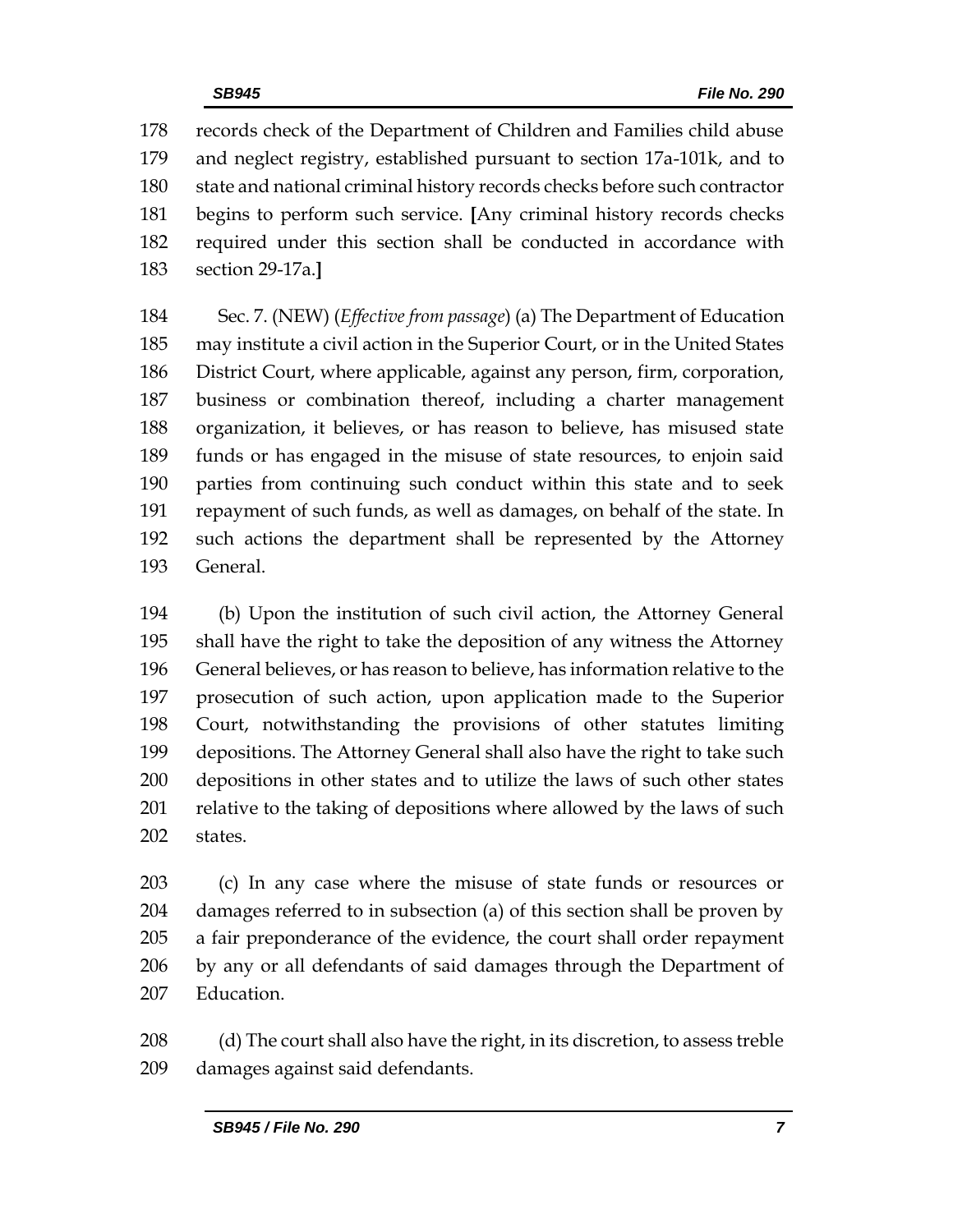178 records check of the Department of Children and Families child abuse
179 and neglect registry, established pursuant to section 17a-101k, and to
180 state and national criminal history records checks before such contractor
181 begins to perform such service. **[**Any criminal history records checks
182 required under this section shall be conducted in accordance with
183 section 29-17a.**]**

184 Sec. 7. (NEW) (*Effective from passage*) (a) The Department of Education
185 may institute a civil action in the Superior Court, or in the United States
186 District Court, where applicable, against any person, firm, corporation,
187 business or combination thereof, including a charter management
188 organization, it believes, or has reason to believe, has misused state
189 funds or has engaged in the misuse of state resources, to enjoin said
190 parties from continuing such conduct within this state and to seek
191 repayment of such funds, as well as damages, on behalf of the state. In
192 such actions the department shall be represented by the Attorney
193 General.

194 (b) Upon the institution of such civil action, the Attorney General
195 shall have the right to take the deposition of any witness the Attorney
196 General believes, or has reason to believe, has information relative to the
197 prosecution of such action, upon application made to the Superior
198 Court, notwithstanding the provisions of other statutes limiting
199 depositions. The Attorney General shall also have the right to take such
200 depositions in other states and to utilize the laws of such other states
201 relative to the taking of depositions where allowed by the laws of such
202 states.

203 (c) In any case where the misuse of state funds or resources or
204 damages referred to in subsection (a) of this section shall be proven by
205 a fair preponderance of the evidence, the court shall order repayment
206 by any or all defendants of said damages through the Department of
207 Education.

208 (d) The court shall also have the right, in its discretion, to assess treble
209 damages against said defendants.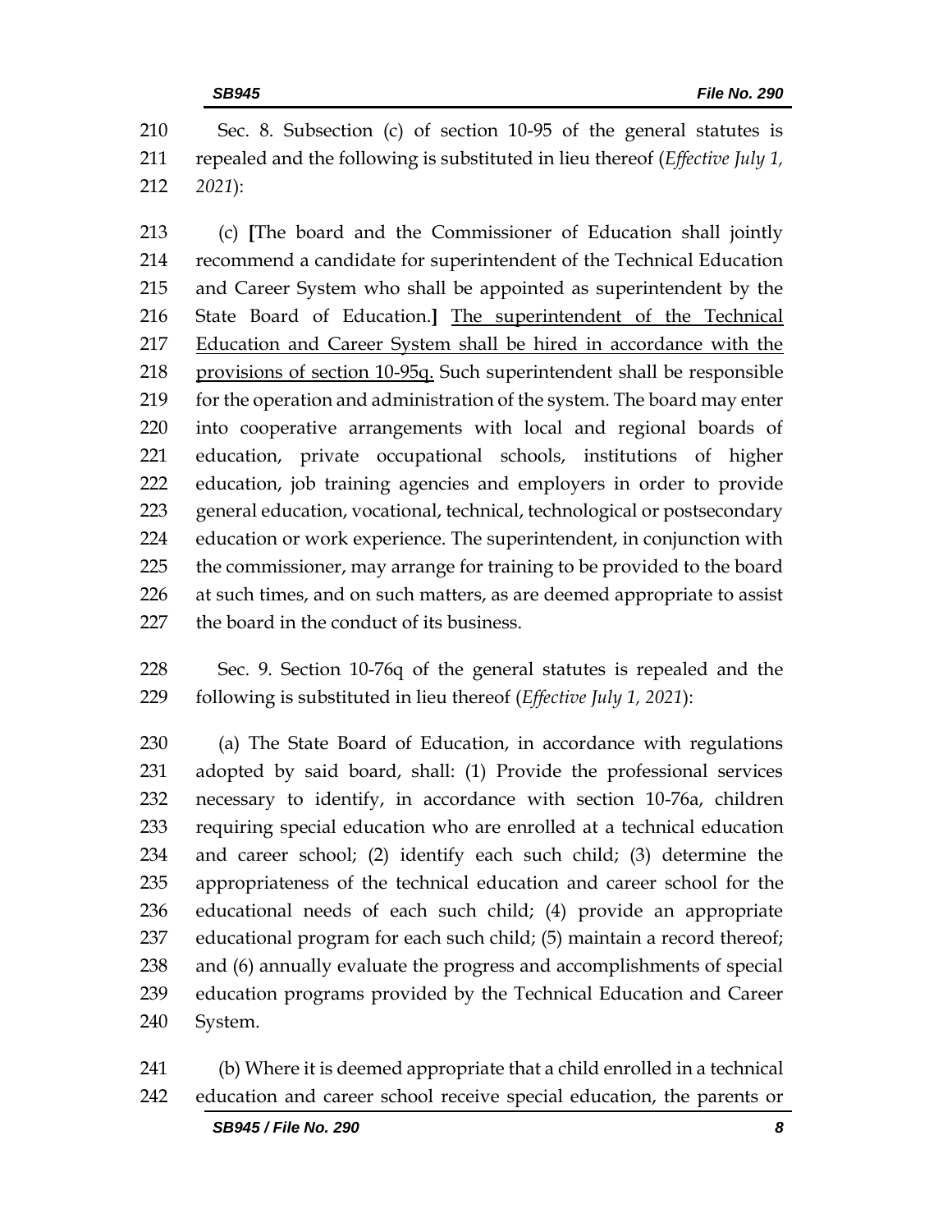Sec. 8. Subsection (c) of section 10-95 of the general statutes is repealed and the following is substituted in lieu thereof (*Effective July 1, 2021*):

(c) **[**The board and the Commissioner of Education shall jointly recommend a candidate for superintendent of the Technical Education and Career System who shall be appointed as superintendent by the State Board of Education.**]** <u>The superintendent of the Technical Education and Career System shall be hired in accordance with the provisions of section 10-95q.</u> Such superintendent shall be responsible for the operation and administration of the system. The board may enter into cooperative arrangements with local and regional boards of education, private occupational schools, institutions of higher education, job training agencies and employers in order to provide general education, vocational, technical, technological or postsecondary education or work experience. The superintendent, in conjunction with the commissioner, may arrange for training to be provided to the board at such times, and on such matters, as are deemed appropriate to assist the board in the conduct of its business.

Sec. 9. Section 10-76q of the general statutes is repealed and the following is substituted in lieu thereof (*Effective July 1, 2021*):

(a) The State Board of Education, in accordance with regulations adopted by said board, shall: (1) Provide the professional services necessary to identify, in accordance with section 10-76a, children requiring special education who are enrolled at a technical education and career school; (2) identify each such child; (3) determine the appropriateness of the technical education and career school for the educational needs of each such child; (4) provide an appropriate educational program for each such child; (5) maintain a record thereof; and (6) annually evaluate the progress and accomplishments of special education programs provided by the Technical Education and Career System.

(b) Where it is deemed appropriate that a child enrolled in a technical education and career school receive special education, the parents or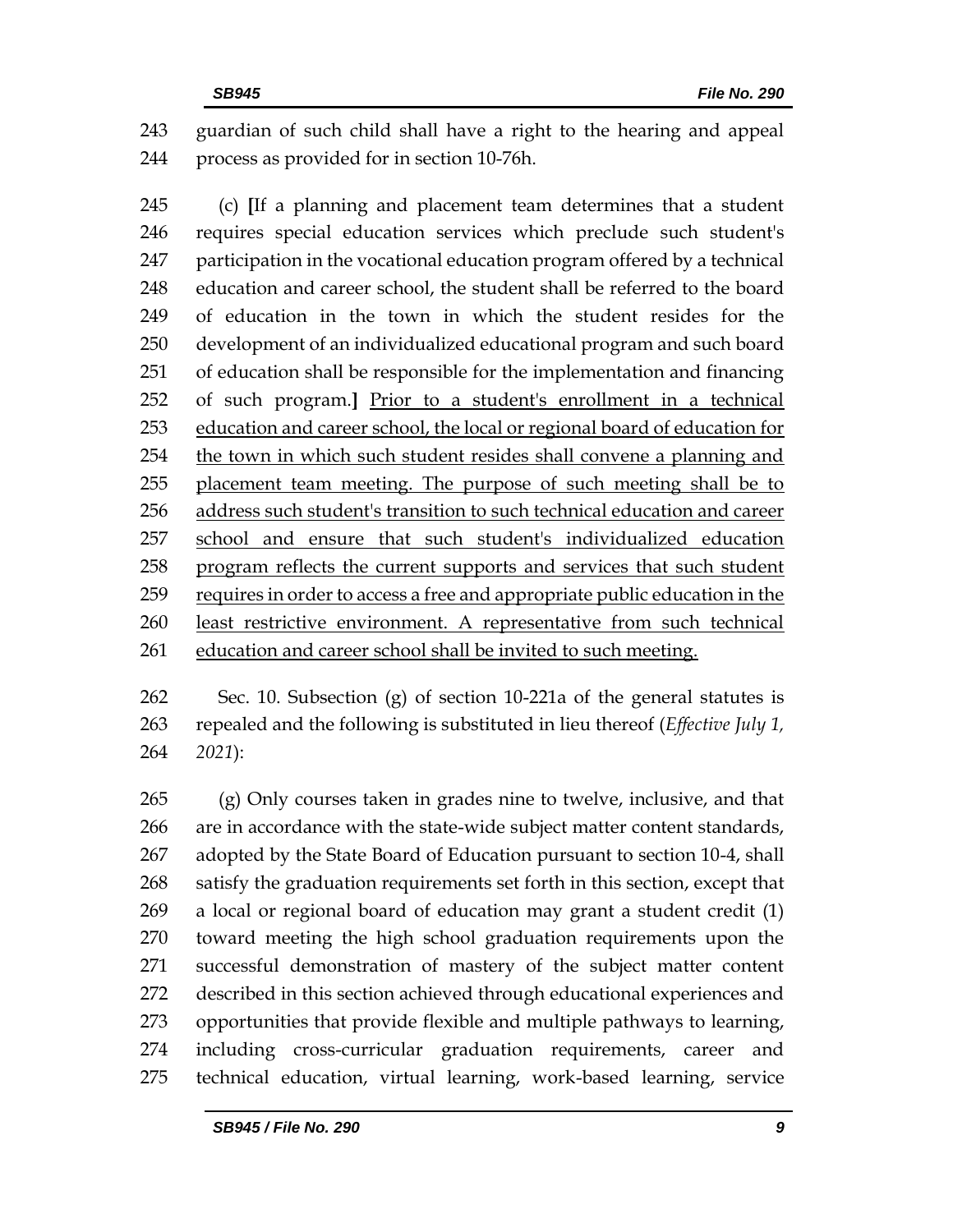guardian of such child shall have a right to the hearing and appeal process as provided for in section 10-76h.

(c) [If a planning and placement team determines that a student requires special education services which preclude such student's participation in the vocational education program offered by a technical education and career school, the student shall be referred to the board of education in the town in which the student resides for the development of an individualized educational program and such board of education shall be responsible for the implementation and financing of such program.] <u>Prior to a student's enrollment in a technical education and career school, the local or regional board of education for the town in which such student resides shall convene a planning and placement team meeting. The purpose of such meeting shall be to address such student's transition to such technical education and career school and ensure that such student's individualized education program reflects the current supports and services that such student requires in order to access a free and appropriate public education in the least restrictive environment. A representative from such technical education and career school shall be invited to such meeting.</u>

Sec. 10. Subsection (g) of section 10-221a of the general statutes is repealed and the following is substituted in lieu thereof (*Effective July 1, 2021*):

(g) Only courses taken in grades nine to twelve, inclusive, and that are in accordance with the state-wide subject matter content standards, adopted by the State Board of Education pursuant to section 10-4, shall satisfy the graduation requirements set forth in this section, except that a local or regional board of education may grant a student credit (1) toward meeting the high school graduation requirements upon the successful demonstration of mastery of the subject matter content described in this section achieved through educational experiences and opportunities that provide flexible and multiple pathways to learning, including cross-curricular graduation requirements, career and technical education, virtual learning, work-based learning, service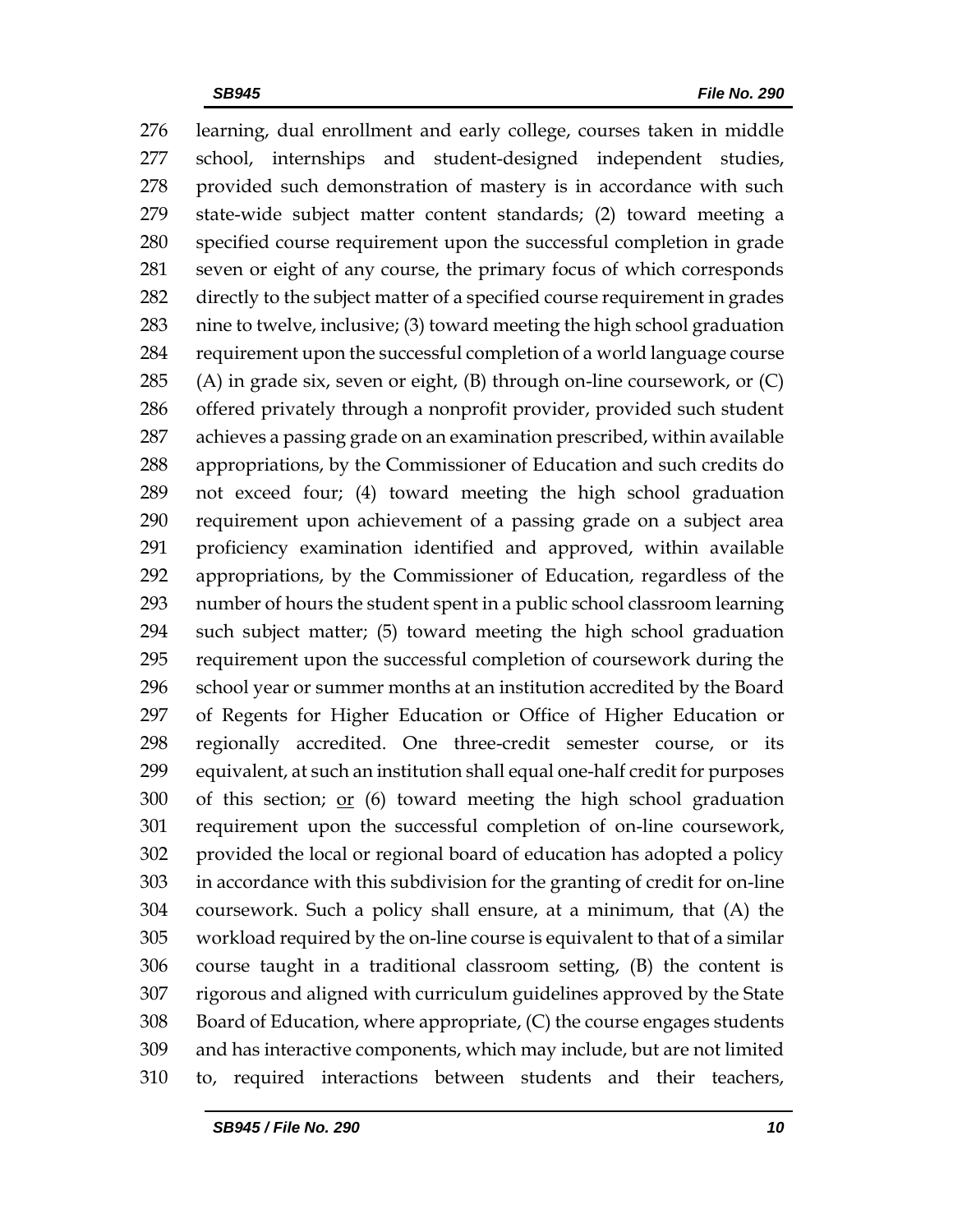learning, dual enrollment and early college, courses taken in middle school, internships and student-designed independent studies, provided such demonstration of mastery is in accordance with such state-wide subject matter content standards; (2) toward meeting a specified course requirement upon the successful completion in grade seven or eight of any course, the primary focus of which corresponds directly to the subject matter of a specified course requirement in grades nine to twelve, inclusive; (3) toward meeting the high school graduation requirement upon the successful completion of a world language course (A) in grade six, seven or eight, (B) through on-line coursework, or (C) offered privately through a nonprofit provider, provided such student achieves a passing grade on an examination prescribed, within available appropriations, by the Commissioner of Education and such credits do not exceed four; (4) toward meeting the high school graduation requirement upon achievement of a passing grade on a subject area proficiency examination identified and approved, within available appropriations, by the Commissioner of Education, regardless of the number of hours the student spent in a public school classroom learning such subject matter; (5) toward meeting the high school graduation requirement upon the successful completion of coursework during the school year or summer months at an institution accredited by the Board of Regents for Higher Education or Office of Higher Education or regionally accredited. One three-credit semester course, or its equivalent, at such an institution shall equal one-half credit for purposes of this section; <u>or</u> (6) toward meeting the high school graduation requirement upon the successful completion of on-line coursework, provided the local or regional board of education has adopted a policy in accordance with this subdivision for the granting of credit for on-line coursework. Such a policy shall ensure, at a minimum, that (A) the workload required by the on-line course is equivalent to that of a similar course taught in a traditional classroom setting, (B) the content is rigorous and aligned with curriculum guidelines approved by the State Board of Education, where appropriate, (C) the course engages students and has interactive components, which may include, but are not limited to, required interactions between students and their teachers,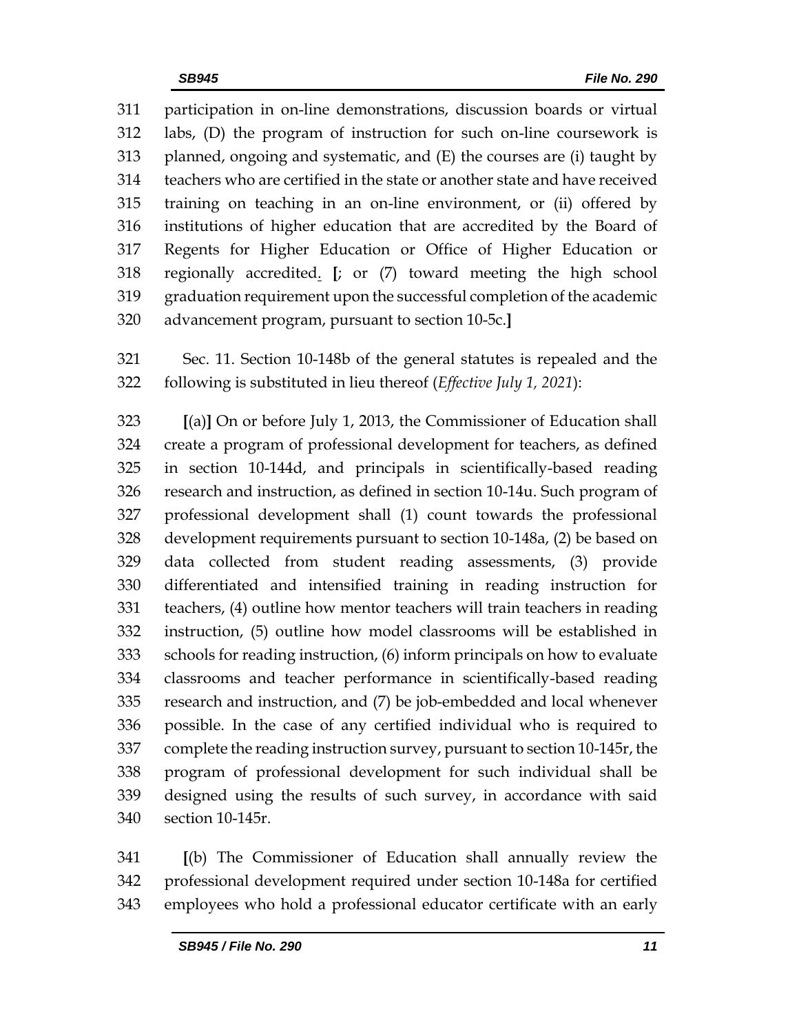311 participation in on-line demonstrations, discussion boards or virtual
312 labs, (D) the program of instruction for such on-line coursework is
313 planned, ongoing and systematic, and (E) the courses are (i) taught by
314 teachers who are certified in the state or another state and have received
315 training on teaching in an on-line environment, or (ii) offered by
316 institutions of higher education that are accredited by the Board of
317 Regents for Higher Education or Office of Higher Education or
318 regionally accredited. [; or (7) toward meeting the high school
319 graduation requirement upon the successful completion of the academic
320 advancement program, pursuant to section 10-5c.]

321 Sec. 11. Section 10-148b of the general statutes is repealed and the
322 following is substituted in lieu thereof (*Effective July 1, 2021*):

323 [(a)] On or before July 1, 2013, the Commissioner of Education shall
324 create a program of professional development for teachers, as defined
325 in section 10-144d, and principals in scientifically-based reading
326 research and instruction, as defined in section 10-14u. Such program of
327 professional development shall (1) count towards the professional
328 development requirements pursuant to section 10-148a, (2) be based on
329 data collected from student reading assessments, (3) provide
330 differentiated and intensified training in reading instruction for
331 teachers, (4) outline how mentor teachers will train teachers in reading
332 instruction, (5) outline how model classrooms will be established in
333 schools for reading instruction, (6) inform principals on how to evaluate
334 classrooms and teacher performance in scientifically-based reading
335 research and instruction, and (7) be job-embedded and local whenever
336 possible. In the case of any certified individual who is required to
337 complete the reading instruction survey, pursuant to section 10-145r, the
338 program of professional development for such individual shall be
339 designed using the results of such survey, in accordance with said
340 section 10-145r.

341 [(b) The Commissioner of Education shall annually review the
342 professional development required under section 10-148a for certified
343 employees who hold a professional educator certificate with an early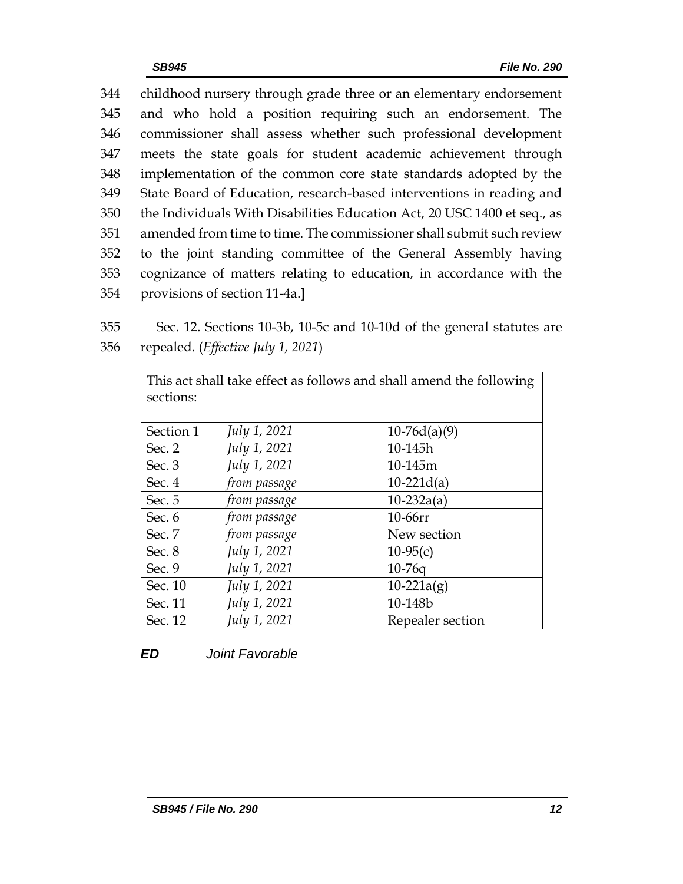344 childhood nursery through grade three or an elementary endorsement
345 and who hold a position requiring such an endorsement. The
346 commissioner shall assess whether such professional development
347 meets the state goals for student academic achievement through
348 implementation of the common core state standards adopted by the
349 State Board of Education, research-based interventions in reading and
350 the Individuals With Disabilities Education Act, 20 USC 1400 et seq., as
351 amended from time to time. The commissioner shall submit such review
352 to the joint standing committee of the General Assembly having
353 cognizance of matters relating to education, in accordance with the
354 provisions of section 11-4a.**]**

355 Sec. 12. Sections 10-3b, 10-5c and 10-10d of the general statutes are
356 repealed. (*Effective July 1, 2021*)

| This act shall take effect as follows and shall amend the following sections: | | |
|---|---|---|
| Section 1 | *July 1, 2021* | 10-76d(a)(9) |
| Sec. 2 | *July 1, 2021* | 10-145h |
| Sec. 3 | *July 1, 2021* | 10-145m |
| Sec. 4 | *from passage* | 10-221d(a) |
| Sec. 5 | *from passage* | 10-232a(a) |
| Sec. 6 | *from passage* | 10-66rr |
| Sec. 7 | *from passage* | New section |
| Sec. 8 | *July 1, 2021* | 10-95(c) |
| Sec. 9 | *July 1, 2021* | 10-76q |
| Sec. 10 | *July 1, 2021* | 10-221a(g) |
| Sec. 11 | *July 1, 2021* | 10-148b |
| Sec. 12 | *July 1, 2021* | Repealer section |

***ED*** *Joint Favorable*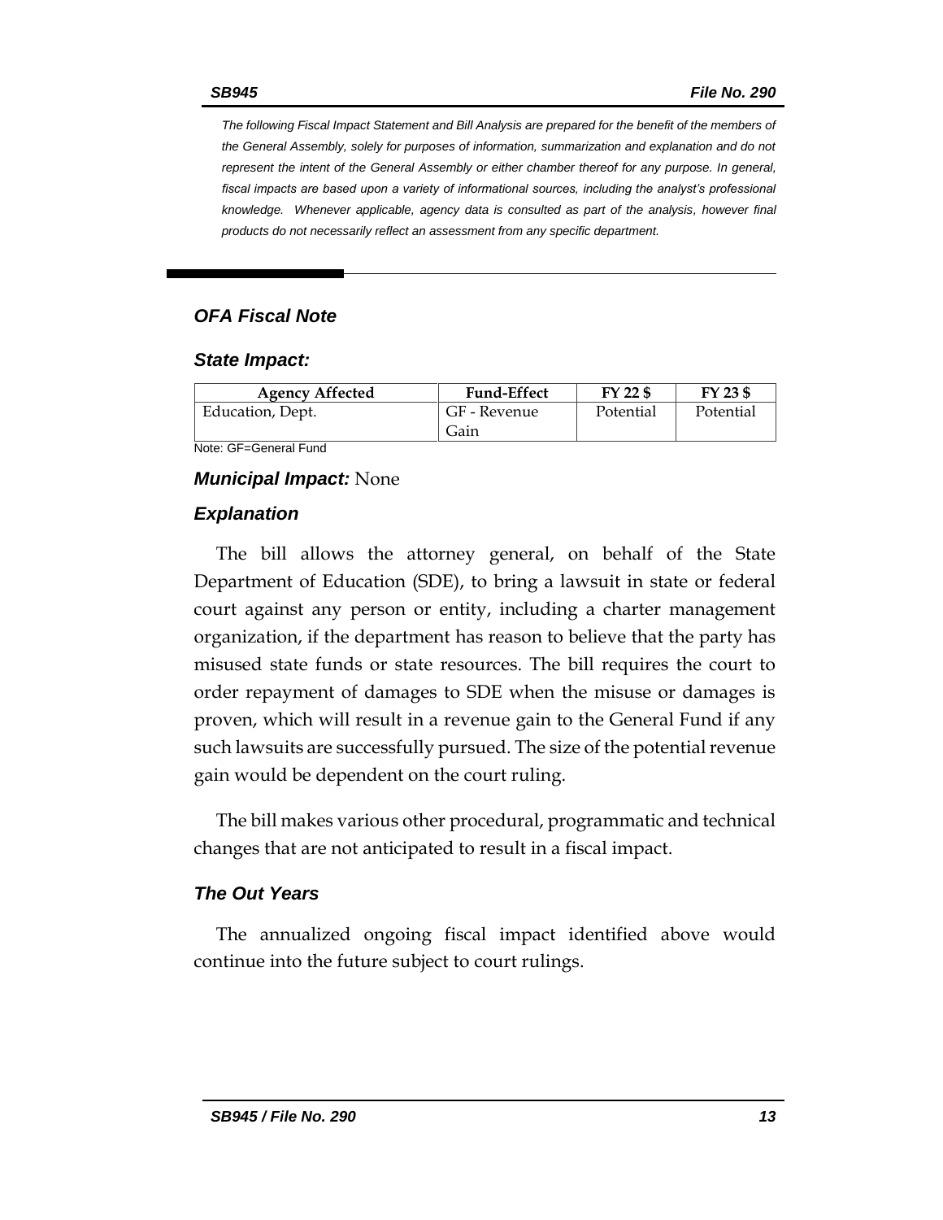The following Fiscal Impact Statement and Bill Analysis are prepared for the benefit of the members of the General Assembly, solely for purposes of information, summarization and explanation and do not represent the intent of the General Assembly or either chamber thereof for any purpose. In general, fiscal impacts are based upon a variety of informational sources, including the analyst's professional knowledge. Whenever applicable, agency data is consulted as part of the analysis, however final products do not necessarily reflect an assessment from any specific department.

## OFA Fiscal Note

### State Impact:

| Agency Affected | Fund-Effect | FY 22 $ | FY 23 $ |
|---|---|---|---|
| Education, Dept. | GF - Revenue Gain | Potential | Potential |

Note: GF=General Fund

### *Municipal Impact:* None

### Explanation

The bill allows the attorney general, on behalf of the State Department of Education (SDE), to bring a lawsuit in state or federal court against any person or entity, including a charter management organization, if the department has reason to believe that the party has misused state funds or state resources. The bill requires the court to order repayment of damages to SDE when the misuse or damages is proven, which will result in a revenue gain to the General Fund if any such lawsuits are successfully pursued. The size of the potential revenue gain would be dependent on the court ruling.

The bill makes various other procedural, programmatic and technical changes that are not anticipated to result in a fiscal impact.

### The Out Years

The annualized ongoing fiscal impact identified above would continue into the future subject to court rulings.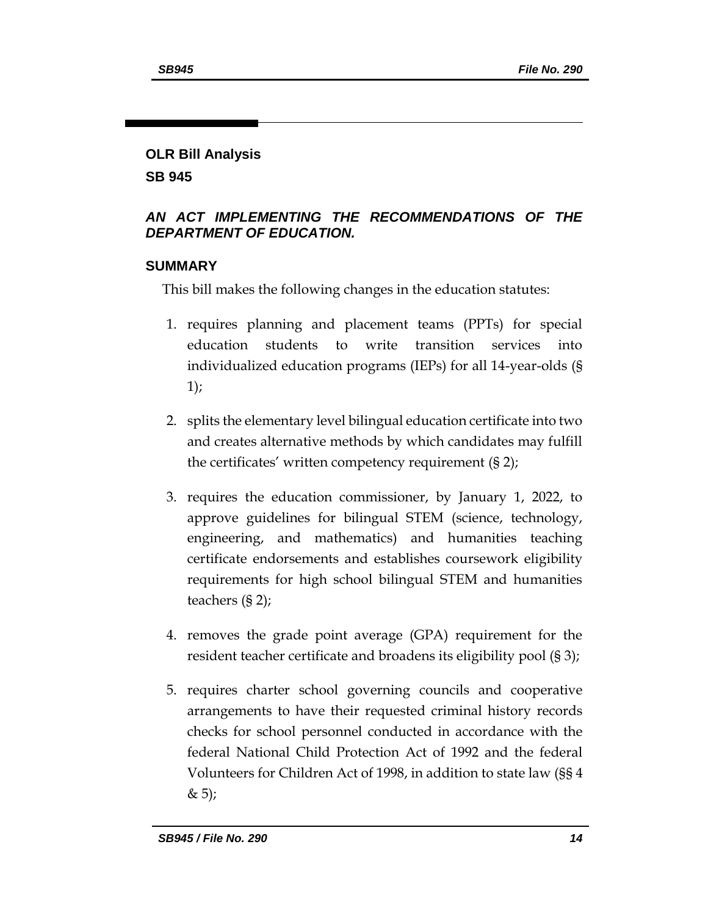**OLR Bill Analysis**

**SB 945**

***AN ACT IMPLEMENTING THE RECOMMENDATIONS OF THE DEPARTMENT OF EDUCATION.***

## SUMMARY

This bill makes the following changes in the education statutes:

1. requires planning and placement teams (PPTs) for special education students to write transition services into individualized education programs (IEPs) for all 14-year-olds (§ 1);

2. splits the elementary level bilingual education certificate into two and creates alternative methods by which candidates may fulfill the certificates' written competency requirement (§ 2);

3. requires the education commissioner, by January 1, 2022, to approve guidelines for bilingual STEM (science, technology, engineering, and mathematics) and humanities teaching certificate endorsements and establishes coursework eligibility requirements for high school bilingual STEM and humanities teachers (§ 2);

4. removes the grade point average (GPA) requirement for the resident teacher certificate and broadens its eligibility pool (§ 3);

5. requires charter school governing councils and cooperative arrangements to have their requested criminal history records checks for school personnel conducted in accordance with the federal National Child Protection Act of 1992 and the federal Volunteers for Children Act of 1998, in addition to state law (§§ 4 & 5);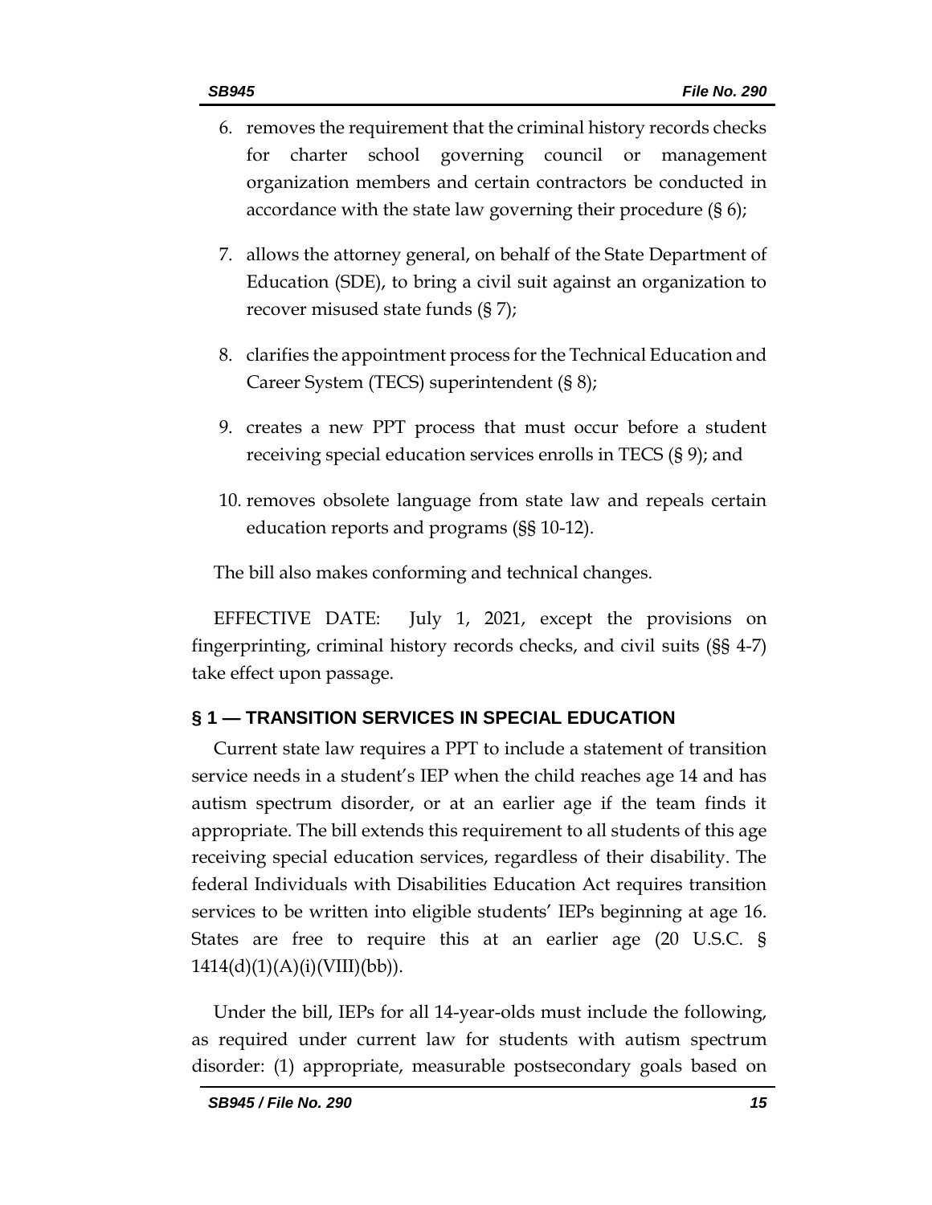6. removes the requirement that the criminal history records checks for charter school governing council or management organization members and certain contractors be conducted in accordance with the state law governing their procedure (§ 6);

7. allows the attorney general, on behalf of the State Department of Education (SDE), to bring a civil suit against an organization to recover misused state funds (§ 7);

8. clarifies the appointment process for the Technical Education and Career System (TECS) superintendent (§ 8);

9. creates a new PPT process that must occur before a student receiving special education services enrolls in TECS (§ 9); and

10. removes obsolete language from state law and repeals certain education reports and programs (§§ 10-12).

The bill also makes conforming and technical changes.

EFFECTIVE DATE: July 1, 2021, except the provisions on fingerprinting, criminal history records checks, and civil suits (§§ 4-7) take effect upon passage.

## § 1 — TRANSITION SERVICES IN SPECIAL EDUCATION

Current state law requires a PPT to include a statement of transition service needs in a student's IEP when the child reaches age 14 and has autism spectrum disorder, or at an earlier age if the team finds it appropriate. The bill extends this requirement to all students of this age receiving special education services, regardless of their disability. The federal Individuals with Disabilities Education Act requires transition services to be written into eligible students' IEPs beginning at age 16. States are free to require this at an earlier age (20 U.S.C. § 1414(d)(1)(A)(i)(VIII)(bb)).

Under the bill, IEPs for all 14-year-olds must include the following, as required under current law for students with autism spectrum disorder: (1) appropriate, measurable postsecondary goals based on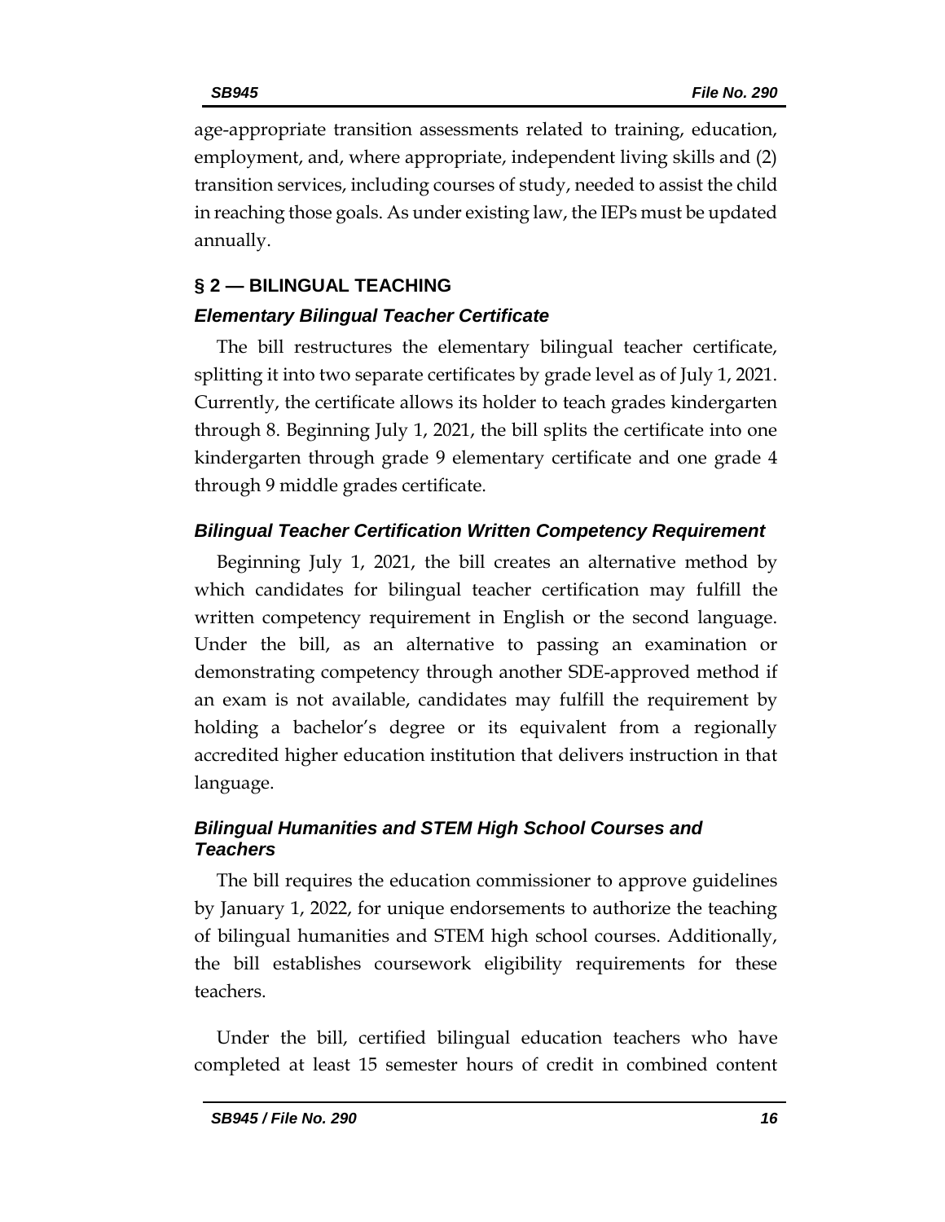age-appropriate transition assessments related to training, education, employment, and, where appropriate, independent living skills and (2) transition services, including courses of study, needed to assist the child in reaching those goals. As under existing law, the IEPs must be updated annually.

## § 2 — BILINGUAL TEACHING

### *Elementary Bilingual Teacher Certificate*

The bill restructures the elementary bilingual teacher certificate, splitting it into two separate certificates by grade level as of July 1, 2021. Currently, the certificate allows its holder to teach grades kindergarten through 8. Beginning July 1, 2021, the bill splits the certificate into one kindergarten through grade 9 elementary certificate and one grade 4 through 9 middle grades certificate.

### *Bilingual Teacher Certification Written Competency Requirement*

Beginning July 1, 2021, the bill creates an alternative method by which candidates for bilingual teacher certification may fulfill the written competency requirement in English or the second language. Under the bill, as an alternative to passing an examination or demonstrating competency through another SDE-approved method if an exam is not available, candidates may fulfill the requirement by holding a bachelor's degree or its equivalent from a regionally accredited higher education institution that delivers instruction in that language.

### *Bilingual Humanities and STEM High School Courses and Teachers*

The bill requires the education commissioner to approve guidelines by January 1, 2022, for unique endorsements to authorize the teaching of bilingual humanities and STEM high school courses. Additionally, the bill establishes coursework eligibility requirements for these teachers.

Under the bill, certified bilingual education teachers who have completed at least 15 semester hours of credit in combined content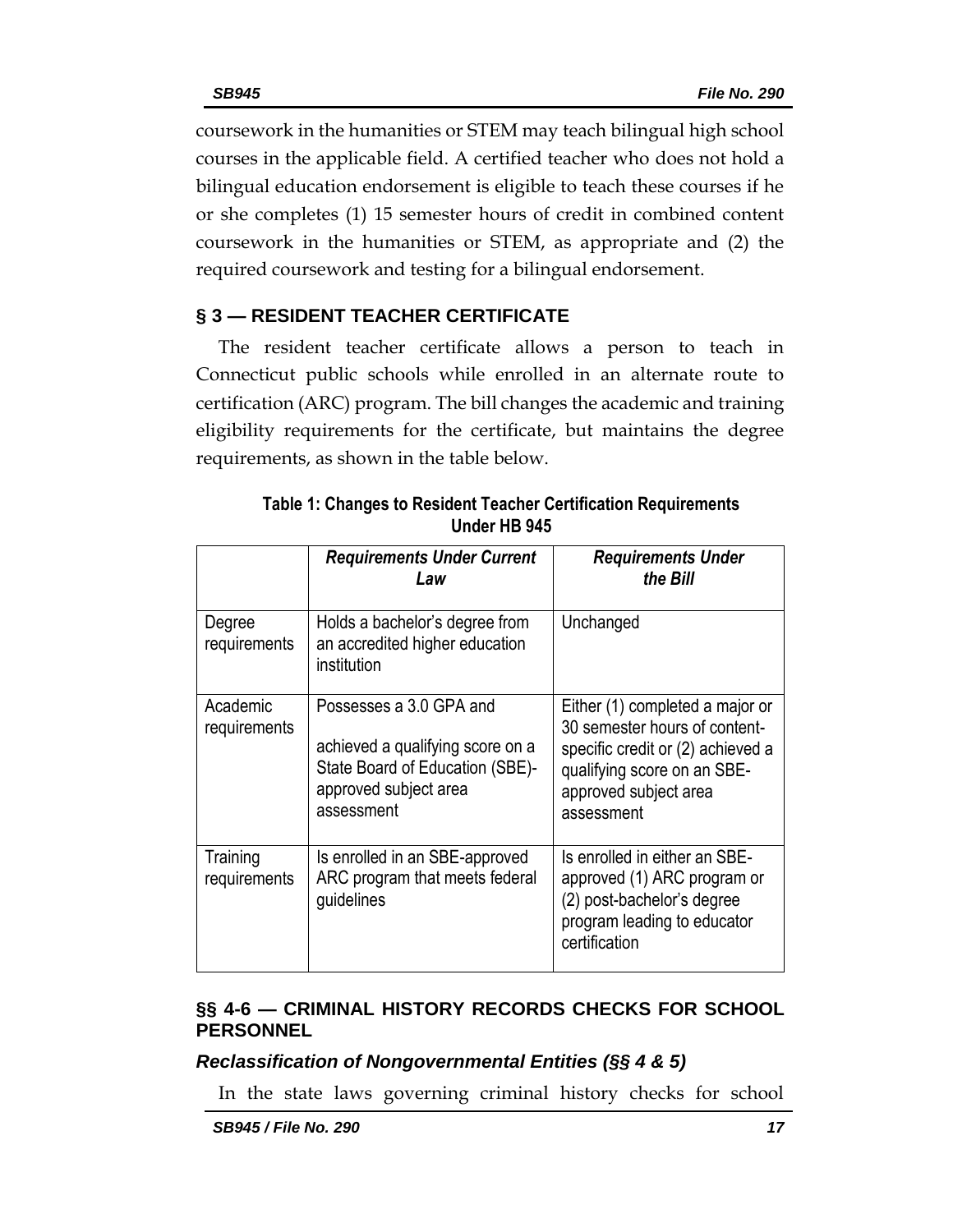coursework in the humanities or STEM may teach bilingual high school courses in the applicable field. A certified teacher who does not hold a bilingual education endorsement is eligible to teach these courses if he or she completes (1) 15 semester hours of credit in combined content coursework in the humanities or STEM, as appropriate and (2) the required coursework and testing for a bilingual endorsement.

## § 3 — RESIDENT TEACHER CERTIFICATE

The resident teacher certificate allows a person to teach in Connecticut public schools while enrolled in an alternate route to certification (ARC) program. The bill changes the academic and training eligibility requirements for the certificate, but maintains the degree requirements, as shown in the table below.

**Table 1: Changes to Resident Teacher Certification Requirements Under HB 945**

| | *Requirements Under Current Law* | *Requirements Under the Bill* |
|---|---|---|
| Degree requirements | Holds a bachelor's degree from an accredited higher education institution | Unchanged |
| Academic requirements | Possesses a 3.0 GPA and achieved a qualifying score on a State Board of Education (SBE)-approved subject area assessment | Either (1) completed a major or 30 semester hours of content-specific credit or (2) achieved a qualifying score on an SBE-approved subject area assessment |
| Training requirements | Is enrolled in an SBE-approved ARC program that meets federal guidelines | Is enrolled in either an SBE-approved (1) ARC program or (2) post-bachelor's degree program leading to educator certification |

## §§ 4-6 — CRIMINAL HISTORY RECORDS CHECKS FOR SCHOOL PERSONNEL

### *Reclassification of Nongovernmental Entities (§§ 4 & 5)*

In the state laws governing criminal history checks for school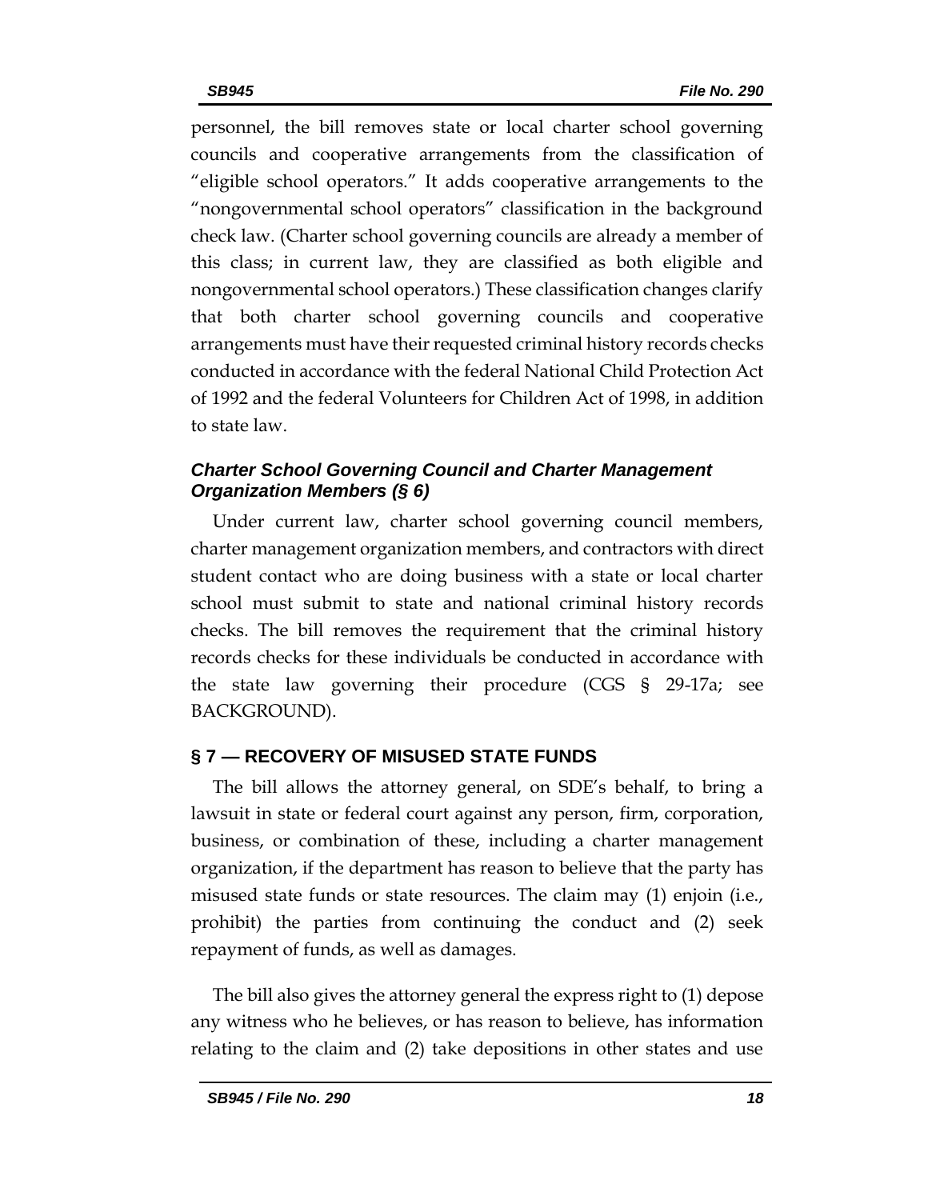personnel, the bill removes state or local charter school governing councils and cooperative arrangements from the classification of "eligible school operators." It adds cooperative arrangements to the "nongovernmental school operators" classification in the background check law. (Charter school governing councils are already a member of this class; in current law, they are classified as both eligible and nongovernmental school operators.) These classification changes clarify that both charter school governing councils and cooperative arrangements must have their requested criminal history records checks conducted in accordance with the federal National Child Protection Act of 1992 and the federal Volunteers for Children Act of 1998, in addition to state law.

### *Charter School Governing Council and Charter Management Organization Members (§ 6)*

Under current law, charter school governing council members, charter management organization members, and contractors with direct student contact who are doing business with a state or local charter school must submit to state and national criminal history records checks. The bill removes the requirement that the criminal history records checks for these individuals be conducted in accordance with the state law governing their procedure (CGS § 29-17a; see BACKGROUND).

## § 7 — RECOVERY OF MISUSED STATE FUNDS

The bill allows the attorney general, on SDE's behalf, to bring a lawsuit in state or federal court against any person, firm, corporation, business, or combination of these, including a charter management organization, if the department has reason to believe that the party has misused state funds or state resources. The claim may (1) enjoin (i.e., prohibit) the parties from continuing the conduct and (2) seek repayment of funds, as well as damages.

The bill also gives the attorney general the express right to (1) depose any witness who he believes, or has reason to believe, has information relating to the claim and (2) take depositions in other states and use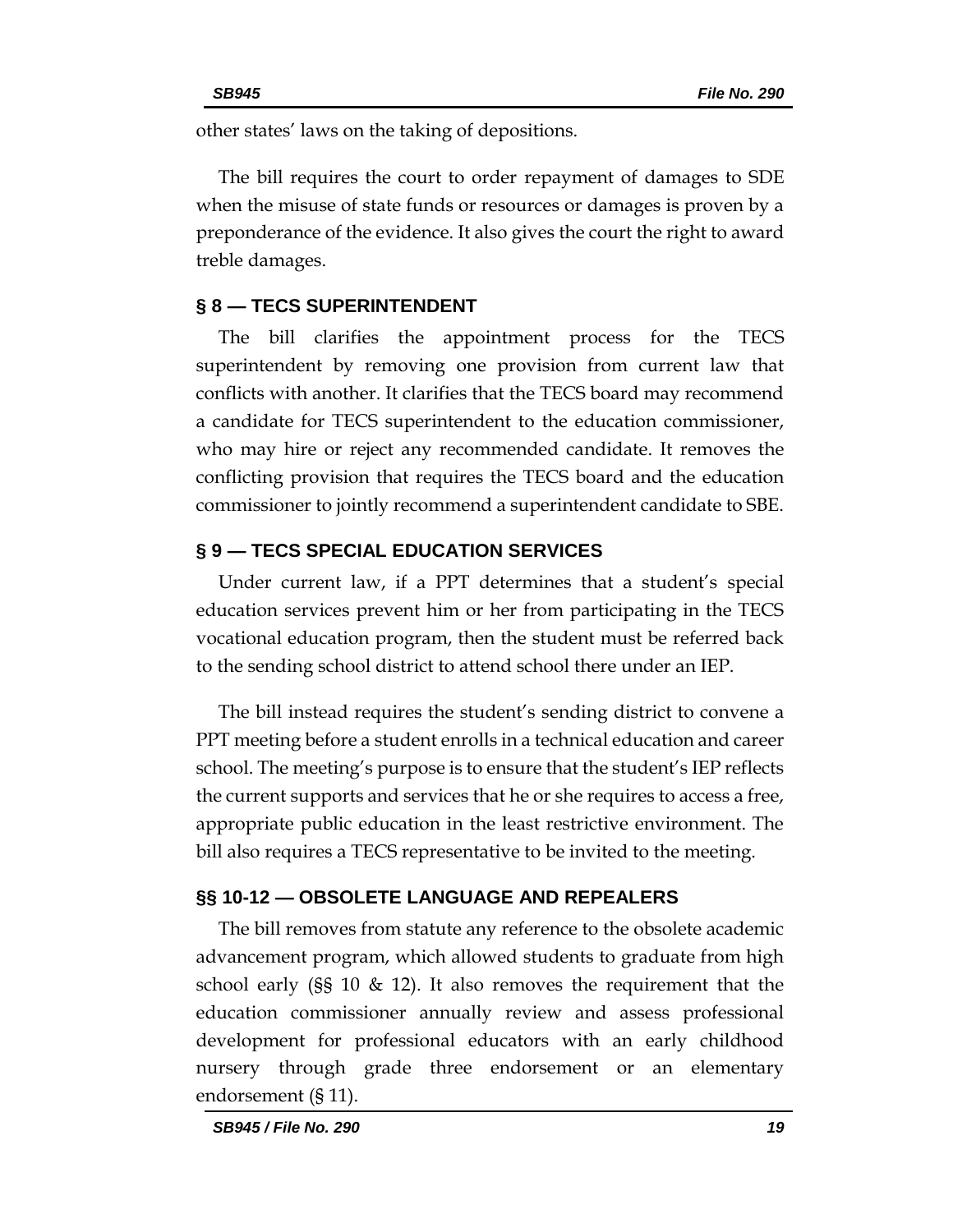other states' laws on the taking of depositions.

The bill requires the court to order repayment of damages to SDE when the misuse of state funds or resources or damages is proven by a preponderance of the evidence. It also gives the court the right to award treble damages.

## § 8 — TECS SUPERINTENDENT

The bill clarifies the appointment process for the TECS superintendent by removing one provision from current law that conflicts with another. It clarifies that the TECS board may recommend a candidate for TECS superintendent to the education commissioner, who may hire or reject any recommended candidate. It removes the conflicting provision that requires the TECS board and the education commissioner to jointly recommend a superintendent candidate to SBE.

## § 9 — TECS SPECIAL EDUCATION SERVICES

Under current law, if a PPT determines that a student's special education services prevent him or her from participating in the TECS vocational education program, then the student must be referred back to the sending school district to attend school there under an IEP.

The bill instead requires the student's sending district to convene a PPT meeting before a student enrolls in a technical education and career school. The meeting's purpose is to ensure that the student's IEP reflects the current supports and services that he or she requires to access a free, appropriate public education in the least restrictive environment. The bill also requires a TECS representative to be invited to the meeting.

## §§ 10-12 — OBSOLETE LANGUAGE AND REPEALERS

The bill removes from statute any reference to the obsolete academic advancement program, which allowed students to graduate from high school early (§§ 10 & 12). It also removes the requirement that the education commissioner annually review and assess professional development for professional educators with an early childhood nursery through grade three endorsement or an elementary endorsement (§ 11).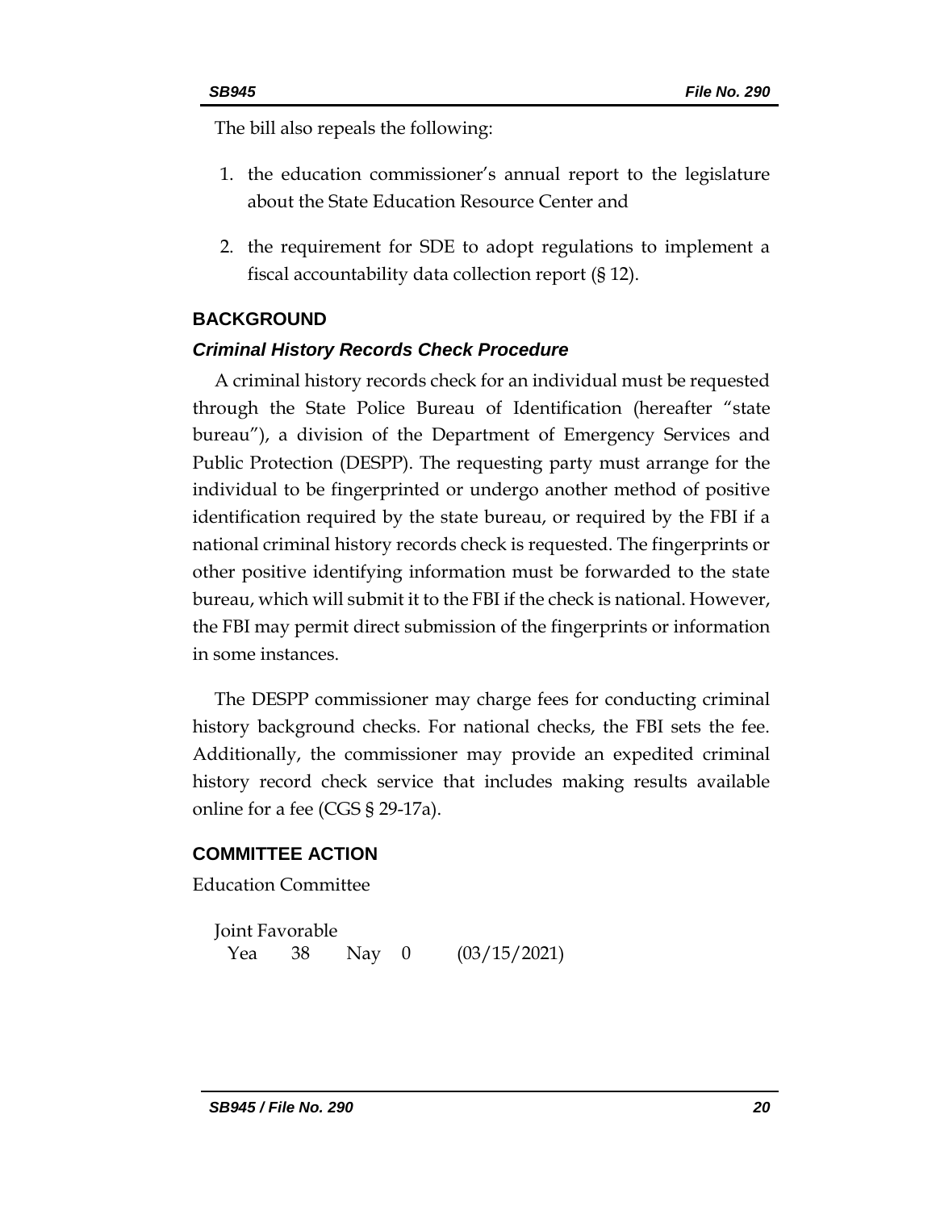The bill also repeals the following:

1. the education commissioner's annual report to the legislature about the State Education Resource Center and
2. the requirement for SDE to adopt regulations to implement a fiscal accountability data collection report (§ 12).

## BACKGROUND

### *Criminal History Records Check Procedure*

A criminal history records check for an individual must be requested through the State Police Bureau of Identification (hereafter "state bureau"), a division of the Department of Emergency Services and Public Protection (DESPP). The requesting party must arrange for the individual to be fingerprinted or undergo another method of positive identification required by the state bureau, or required by the FBI if a national criminal history records check is requested. The fingerprints or other positive identifying information must be forwarded to the state bureau, which will submit it to the FBI if the check is national. However, the FBI may permit direct submission of the fingerprints or information in some instances.

The DESPP commissioner may charge fees for conducting criminal history background checks. For national checks, the FBI sets the fee. Additionally, the commissioner may provide an expedited criminal history record check service that includes making results available online for a fee (CGS § 29-17a).

## COMMITTEE ACTION

Education Committee

Joint Favorable
Yea 38 Nay 0 (03/15/2021)